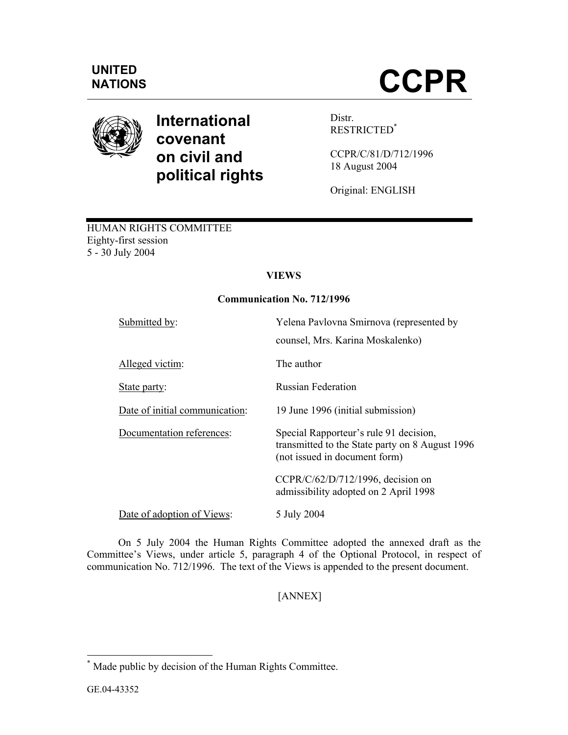UNITED NATIONS

# CCPR

**International covenant on civil and political rights**

Distr.
RESTRICTED[*]

CCPR/C/81/D/712/1996
18 August 2004

Original: ENGLISH

HUMAN RIGHTS COMMITTEE
Eighty-first session
5 - 30 July 2004

## VIEWS

### Communication No. 712/1996

| | |
|---|---|
| Submitted by: | Yelena Pavlovna Smirnova (represented by counsel, Mrs. Karina Moskalenko) |
| Alleged victim: | The author |
| State party: | Russian Federation |
| Date of initial communication: | 19 June 1996 (initial submission) |
| Documentation references: | Special Rapporteur's rule 91 decision, transmitted to the State party on 8 August 1996 (not issued in document form) |
| | CCPR/C/62/D/712/1996, decision on admissibility adopted on 2 April 1998 |
| Date of adoption of Views: | 5 July 2004 |

On 5 July 2004 the Human Rights Committee adopted the annexed draft as the Committee's Views, under article 5, paragraph 4 of the Optional Protocol, in respect of communication No. 712/1996. The text of the Views is appended to the present document.

[ANNEX]

[*] Made public by decision of the Human Rights Committee.

GE.04-43352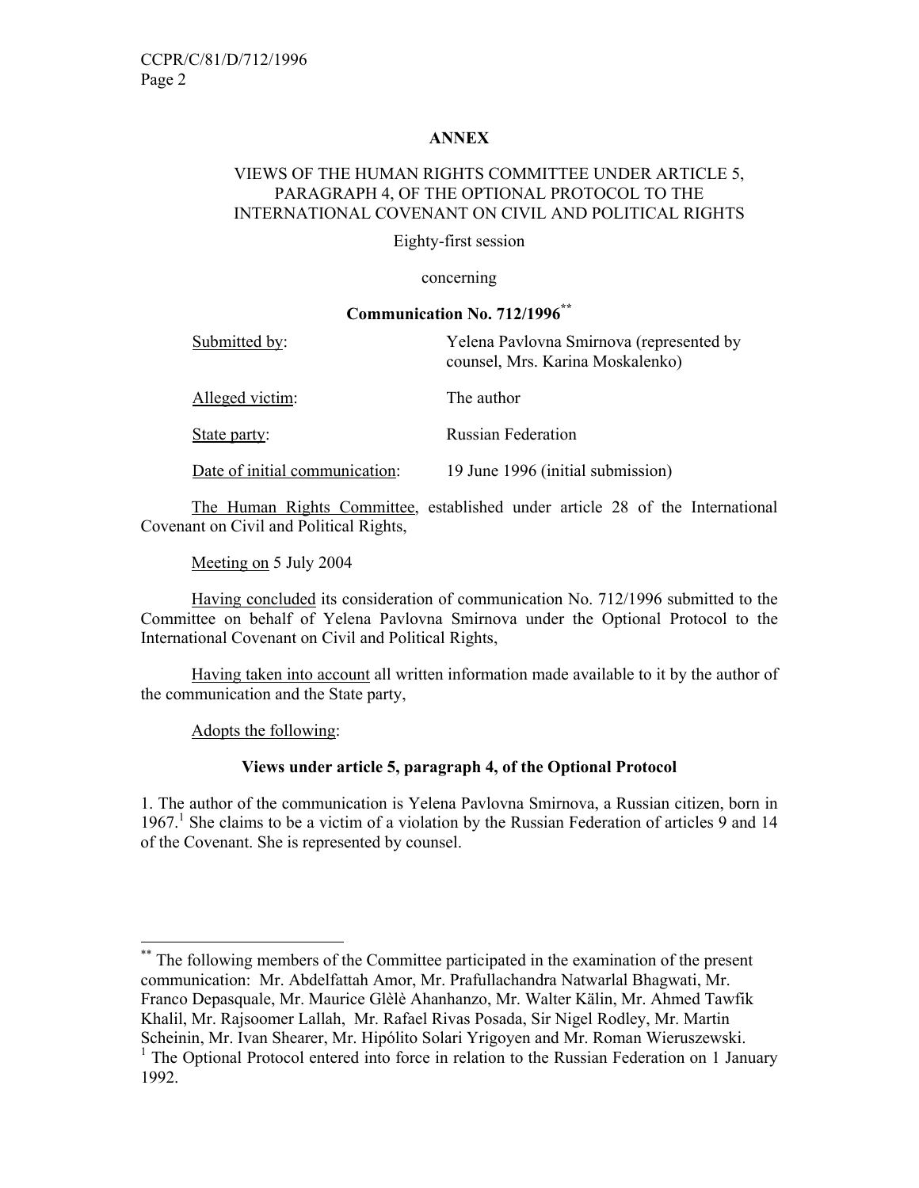**ANNEX**

VIEWS OF THE HUMAN RIGHTS COMMITTEE UNDER ARTICLE 5, PARAGRAPH 4, OF THE OPTIONAL PROTOCOL TO THE INTERNATIONAL COVENANT ON CIVIL AND POLITICAL RIGHTS

Eighty-first session

concerning

**Communication No. 712/1996**[**]

| | |
|---|---|
| Submitted by: | Yelena Pavlovna Smirnova (represented by counsel, Mrs. Karina Moskalenko) |
| Alleged victim: | The author |
| State party: | Russian Federation |
| Date of initial communication: | 19 June 1996 (initial submission) |

The Human Rights Committee, established under article 28 of the International Covenant on Civil and Political Rights,

Meeting on 5 July 2004

Having concluded its consideration of communication No. 712/1996 submitted to the Committee on behalf of Yelena Pavlovna Smirnova under the Optional Protocol to the International Covenant on Civil and Political Rights,

Having taken into account all written information made available to it by the author of the communication and the State party,

Adopts the following:

**Views under article 5, paragraph 4, of the Optional Protocol**

1. The author of the communication is Yelena Pavlovna Smirnova, a Russian citizen, born in 1967.[1] She claims to be a victim of a violation by the Russian Federation of articles 9 and 14 of the Covenant. She is represented by counsel.

---

[**] The following members of the Committee participated in the examination of the present communication: Mr. Abdelfattah Amor, Mr. Prafullachandra Natwarlal Bhagwati, Mr. Franco Depasquale, Mr. Maurice Glèlè Ahanhanzo, Mr. Walter Kälin, Mr. Ahmed Tawfik Khalil, Mr. Rajsoomer Lallah, Mr. Rafael Rivas Posada, Sir Nigel Rodley, Mr. Martin Scheinin, Mr. Ivan Shearer, Mr. Hipólito Solari Yrigoyen and Mr. Roman Wieruszewski.

[1] The Optional Protocol entered into force in relation to the Russian Federation on 1 January 1992.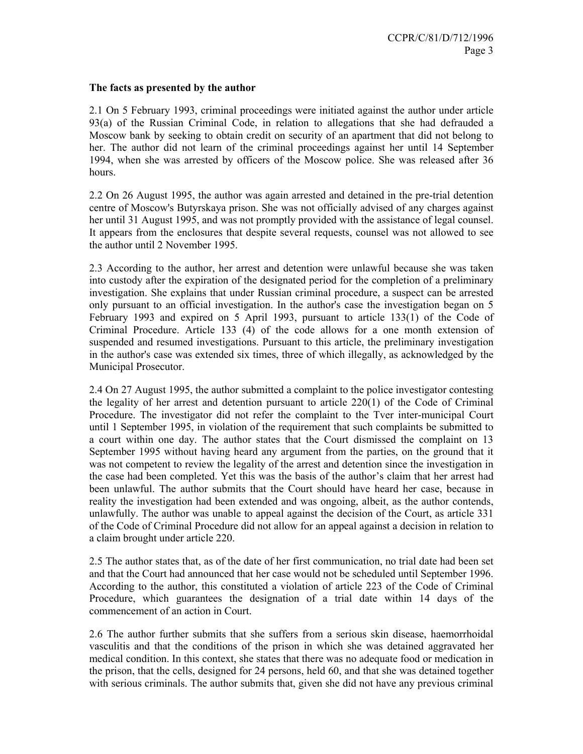**The facts as presented by the author**

2.1 On 5 February 1993, criminal proceedings were initiated against the author under article 93(a) of the Russian Criminal Code, in relation to allegations that she had defrauded a Moscow bank by seeking to obtain credit on security of an apartment that did not belong to her. The author did not learn of the criminal proceedings against her until 14 September 1994, when she was arrested by officers of the Moscow police. She was released after 36 hours.

2.2 On 26 August 1995, the author was again arrested and detained in the pre-trial detention centre of Moscow's Butyrskaya prison. She was not officially advised of any charges against her until 31 August 1995, and was not promptly provided with the assistance of legal counsel. It appears from the enclosures that despite several requests, counsel was not allowed to see the author until 2 November 1995.

2.3 According to the author, her arrest and detention were unlawful because she was taken into custody after the expiration of the designated period for the completion of a preliminary investigation. She explains that under Russian criminal procedure, a suspect can be arrested only pursuant to an official investigation. In the author's case the investigation began on 5 February 1993 and expired on 5 April 1993, pursuant to article 133(1) of the Code of Criminal Procedure. Article 133 (4) of the code allows for a one month extension of suspended and resumed investigations. Pursuant to this article, the preliminary investigation in the author's case was extended six times, three of which illegally, as acknowledged by the Municipal Prosecutor.

2.4 On 27 August 1995, the author submitted a complaint to the police investigator contesting the legality of her arrest and detention pursuant to article 220(1) of the Code of Criminal Procedure. The investigator did not refer the complaint to the Tver inter-municipal Court until 1 September 1995, in violation of the requirement that such complaints be submitted to a court within one day. The author states that the Court dismissed the complaint on 13 September 1995 without having heard any argument from the parties, on the ground that it was not competent to review the legality of the arrest and detention since the investigation in the case had been completed. Yet this was the basis of the author's claim that her arrest had been unlawful. The author submits that the Court should have heard her case, because in reality the investigation had been extended and was ongoing, albeit, as the author contends, unlawfully. The author was unable to appeal against the decision of the Court, as article 331 of the Code of Criminal Procedure did not allow for an appeal against a decision in relation to a claim brought under article 220.

2.5 The author states that, as of the date of her first communication, no trial date had been set and that the Court had announced that her case would not be scheduled until September 1996. According to the author, this constituted a violation of article 223 of the Code of Criminal Procedure, which guarantees the designation of a trial date within 14 days of the commencement of an action in Court.

2.6 The author further submits that she suffers from a serious skin disease, haemorrhoidal vasculitis and that the conditions of the prison in which she was detained aggravated her medical condition. In this context, she states that there was no adequate food or medication in the prison, that the cells, designed for 24 persons, held 60, and that she was detained together with serious criminals. The author submits that, given she did not have any previous criminal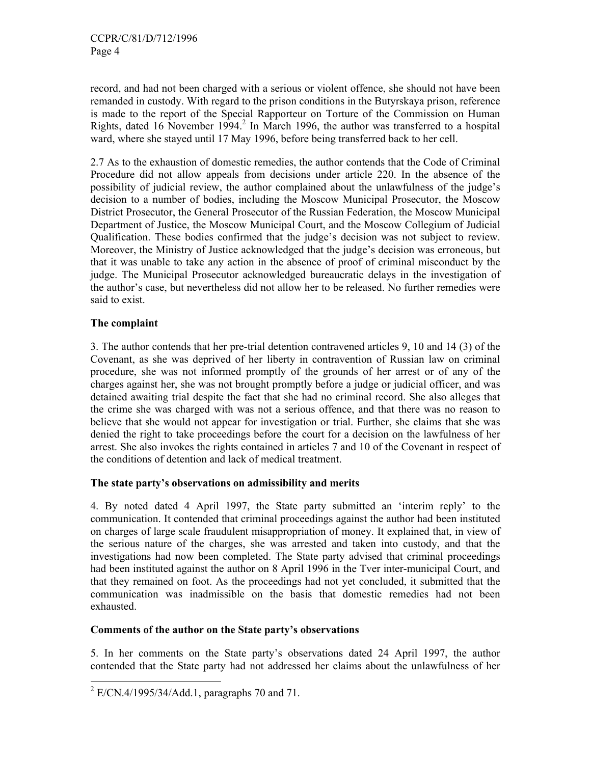record, and had not been charged with a serious or violent offence, she should not have been remanded in custody. With regard to the prison conditions in the Butyrskaya prison, reference is made to the report of the Special Rapporteur on Torture of the Commission on Human Rights, dated 16 November 1994.[2] In March 1996, the author was transferred to a hospital ward, where she stayed until 17 May 1996, before being transferred back to her cell.

2.7 As to the exhaustion of domestic remedies, the author contends that the Code of Criminal Procedure did not allow appeals from decisions under article 220. In the absence of the possibility of judicial review, the author complained about the unlawfulness of the judge's decision to a number of bodies, including the Moscow Municipal Prosecutor, the Moscow District Prosecutor, the General Prosecutor of the Russian Federation, the Moscow Municipal Department of Justice, the Moscow Municipal Court, and the Moscow Collegium of Judicial Qualification. These bodies confirmed that the judge's decision was not subject to review. Moreover, the Ministry of Justice acknowledged that the judge's decision was erroneous, but that it was unable to take any action in the absence of proof of criminal misconduct by the judge. The Municipal Prosecutor acknowledged bureaucratic delays in the investigation of the author's case, but nevertheless did not allow her to be released. No further remedies were said to exist.

**The complaint**

3. The author contends that her pre-trial detention contravened articles 9, 10 and 14 (3) of the Covenant, as she was deprived of her liberty in contravention of Russian law on criminal procedure, she was not informed promptly of the grounds of her arrest or of any of the charges against her, she was not brought promptly before a judge or judicial officer, and was detained awaiting trial despite the fact that she had no criminal record. She also alleges that the crime she was charged with was not a serious offence, and that there was no reason to believe that she would not appear for investigation or trial. Further, she claims that she was denied the right to take proceedings before the court for a decision on the lawfulness of her arrest. She also invokes the rights contained in articles 7 and 10 of the Covenant in respect of the conditions of detention and lack of medical treatment.

**The state party's observations on admissibility and merits**

4. By noted dated 4 April 1997, the State party submitted an 'interim reply' to the communication. It contended that criminal proceedings against the author had been instituted on charges of large scale fraudulent misappropriation of money. It explained that, in view of the serious nature of the charges, she was arrested and taken into custody, and that the investigations had now been completed. The State party advised that criminal proceedings had been instituted against the author on 8 April 1996 in the Tver inter-municipal Court, and that they remained on foot. As the proceedings had not yet concluded, it submitted that the communication was inadmissible on the basis that domestic remedies had not been exhausted.

**Comments of the author on the State party's observations**

5. In her comments on the State party's observations dated 24 April 1997, the author contended that the State party had not addressed her claims about the unlawfulness of her

---

[2] E/CN.4/1995/34/Add.1, paragraphs 70 and 71.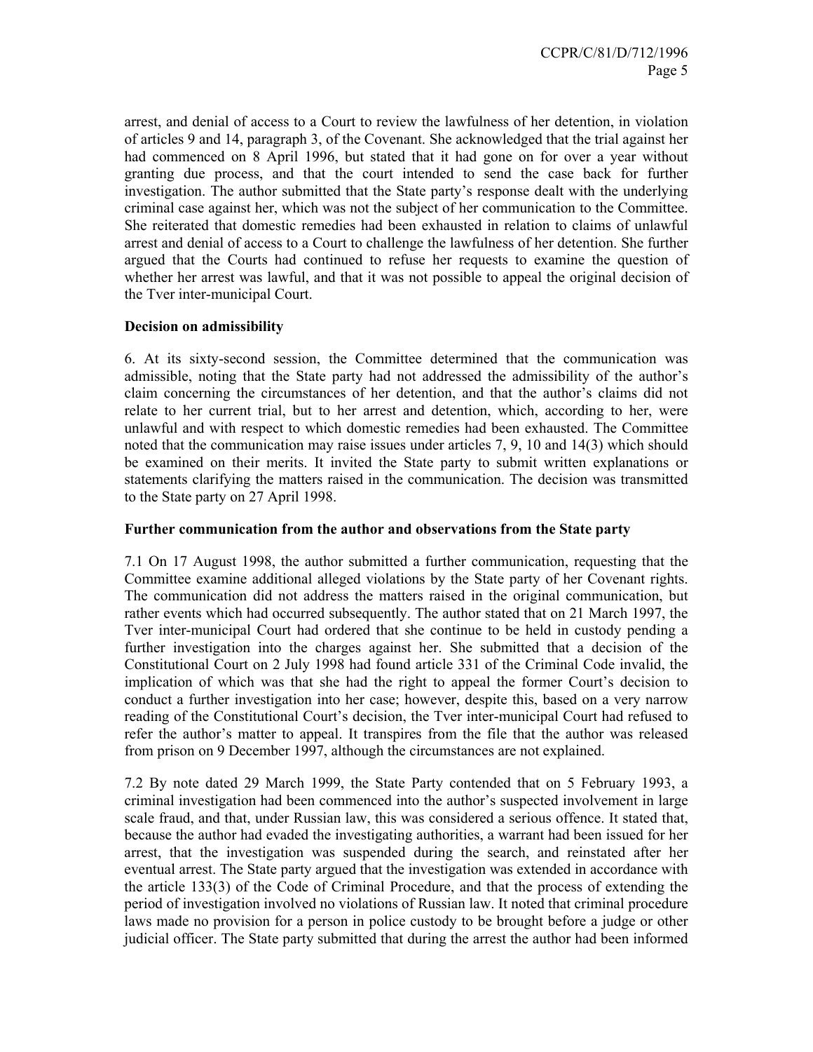arrest, and denial of access to a Court to review the lawfulness of her detention, in violation of articles 9 and 14, paragraph 3, of the Covenant. She acknowledged that the trial against her had commenced on 8 April 1996, but stated that it had gone on for over a year without granting due process, and that the court intended to send the case back for further investigation. The author submitted that the State party's response dealt with the underlying criminal case against her, which was not the subject of her communication to the Committee. She reiterated that domestic remedies had been exhausted in relation to claims of unlawful arrest and denial of access to a Court to challenge the lawfulness of her detention. She further argued that the Courts had continued to refuse her requests to examine the question of whether her arrest was lawful, and that it was not possible to appeal the original decision of the Tver inter-municipal Court.

**Decision on admissibility**

6. At its sixty-second session, the Committee determined that the communication was admissible, noting that the State party had not addressed the admissibility of the author's claim concerning the circumstances of her detention, and that the author's claims did not relate to her current trial, but to her arrest and detention, which, according to her, were unlawful and with respect to which domestic remedies had been exhausted. The Committee noted that the communication may raise issues under articles 7, 9, 10 and 14(3) which should be examined on their merits. It invited the State party to submit written explanations or statements clarifying the matters raised in the communication. The decision was transmitted to the State party on 27 April 1998.

**Further communication from the author and observations from the State party**

7.1 On 17 August 1998, the author submitted a further communication, requesting that the Committee examine additional alleged violations by the State party of her Covenant rights. The communication did not address the matters raised in the original communication, but rather events which had occurred subsequently. The author stated that on 21 March 1997, the Tver inter-municipal Court had ordered that she continue to be held in custody pending a further investigation into the charges against her. She submitted that a decision of the Constitutional Court on 2 July 1998 had found article 331 of the Criminal Code invalid, the implication of which was that she had the right to appeal the former Court's decision to conduct a further investigation into her case; however, despite this, based on a very narrow reading of the Constitutional Court's decision, the Tver inter-municipal Court had refused to refer the author's matter to appeal. It transpires from the file that the author was released from prison on 9 December 1997, although the circumstances are not explained.

7.2 By note dated 29 March 1999, the State Party contended that on 5 February 1993, a criminal investigation had been commenced into the author's suspected involvement in large scale fraud, and that, under Russian law, this was considered a serious offence. It stated that, because the author had evaded the investigating authorities, a warrant had been issued for her arrest, that the investigation was suspended during the search, and reinstated after her eventual arrest. The State party argued that the investigation was extended in accordance with the article 133(3) of the Code of Criminal Procedure, and that the process of extending the period of investigation involved no violations of Russian law. It noted that criminal procedure laws made no provision for a person in police custody to be brought before a judge or other judicial officer. The State party submitted that during the arrest the author had been informed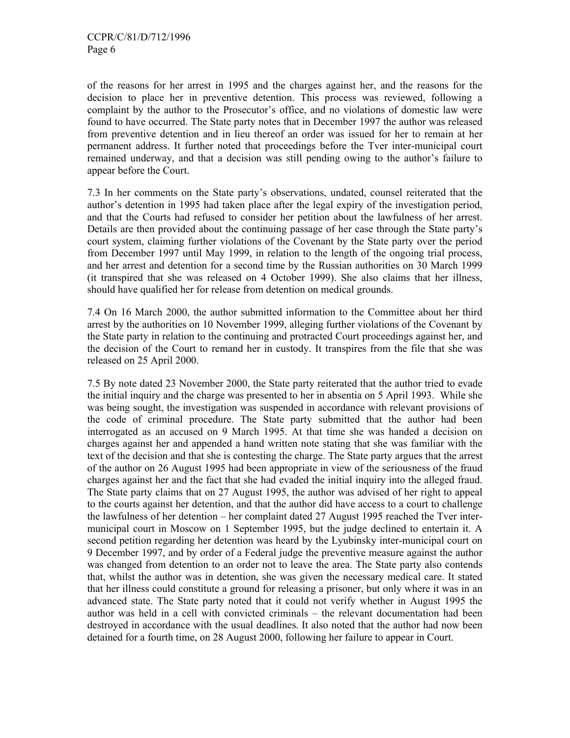of the reasons for her arrest in 1995 and the charges against her, and the reasons for the decision to place her in preventive detention. This process was reviewed, following a complaint by the author to the Prosecutor's office, and no violations of domestic law were found to have occurred. The State party notes that in December 1997 the author was released from preventive detention and in lieu thereof an order was issued for her to remain at her permanent address. It further noted that proceedings before the Tver inter-municipal court remained underway, and that a decision was still pending owing to the author's failure to appear before the Court.

7.3 In her comments on the State party's observations, undated, counsel reiterated that the author's detention in 1995 had taken place after the legal expiry of the investigation period, and that the Courts had refused to consider her petition about the lawfulness of her arrest. Details are then provided about the continuing passage of her case through the State party's court system, claiming further violations of the Covenant by the State party over the period from December 1997 until May 1999, in relation to the length of the ongoing trial process, and her arrest and detention for a second time by the Russian authorities on 30 March 1999 (it transpired that she was released on 4 October 1999). She also claims that her illness, should have qualified her for release from detention on medical grounds.

7.4 On 16 March 2000, the author submitted information to the Committee about her third arrest by the authorities on 10 November 1999, alleging further violations of the Covenant by the State party in relation to the continuing and protracted Court proceedings against her, and the decision of the Court to remand her in custody. It transpires from the file that she was released on 25 April 2000.

7.5 By note dated 23 November 2000, the State party reiterated that the author tried to evade the initial inquiry and the charge was presented to her in absentia on 5 April 1993. While she was being sought, the investigation was suspended in accordance with relevant provisions of the code of criminal procedure. The State party submitted that the author had been interrogated as an accused on 9 March 1995. At that time she was handed a decision on charges against her and appended a hand written note stating that she was familiar with the text of the decision and that she is contesting the charge. The State party argues that the arrest of the author on 26 August 1995 had been appropriate in view of the seriousness of the fraud charges against her and the fact that she had evaded the initial inquiry into the alleged fraud. The State party claims that on 27 August 1995, the author was advised of her right to appeal to the courts against her detention, and that the author did have access to a court to challenge the lawfulness of her detention – her complaint dated 27 August 1995 reached the Tver inter-municipal court in Moscow on 1 September 1995, but the judge declined to entertain it. A second petition regarding her detention was heard by the Lyubinsky inter-municipal court on 9 December 1997, and by order of a Federal judge the preventive measure against the author was changed from detention to an order not to leave the area. The State party also contends that, whilst the author was in detention, she was given the necessary medical care. It stated that her illness could constitute a ground for releasing a prisoner, but only where it was in an advanced state. The State party noted that it could not verify whether in August 1995 the author was held in a cell with convicted criminals – the relevant documentation had been destroyed in accordance with the usual deadlines. It also noted that the author had now been detained for a fourth time, on 28 August 2000, following her failure to appear in Court.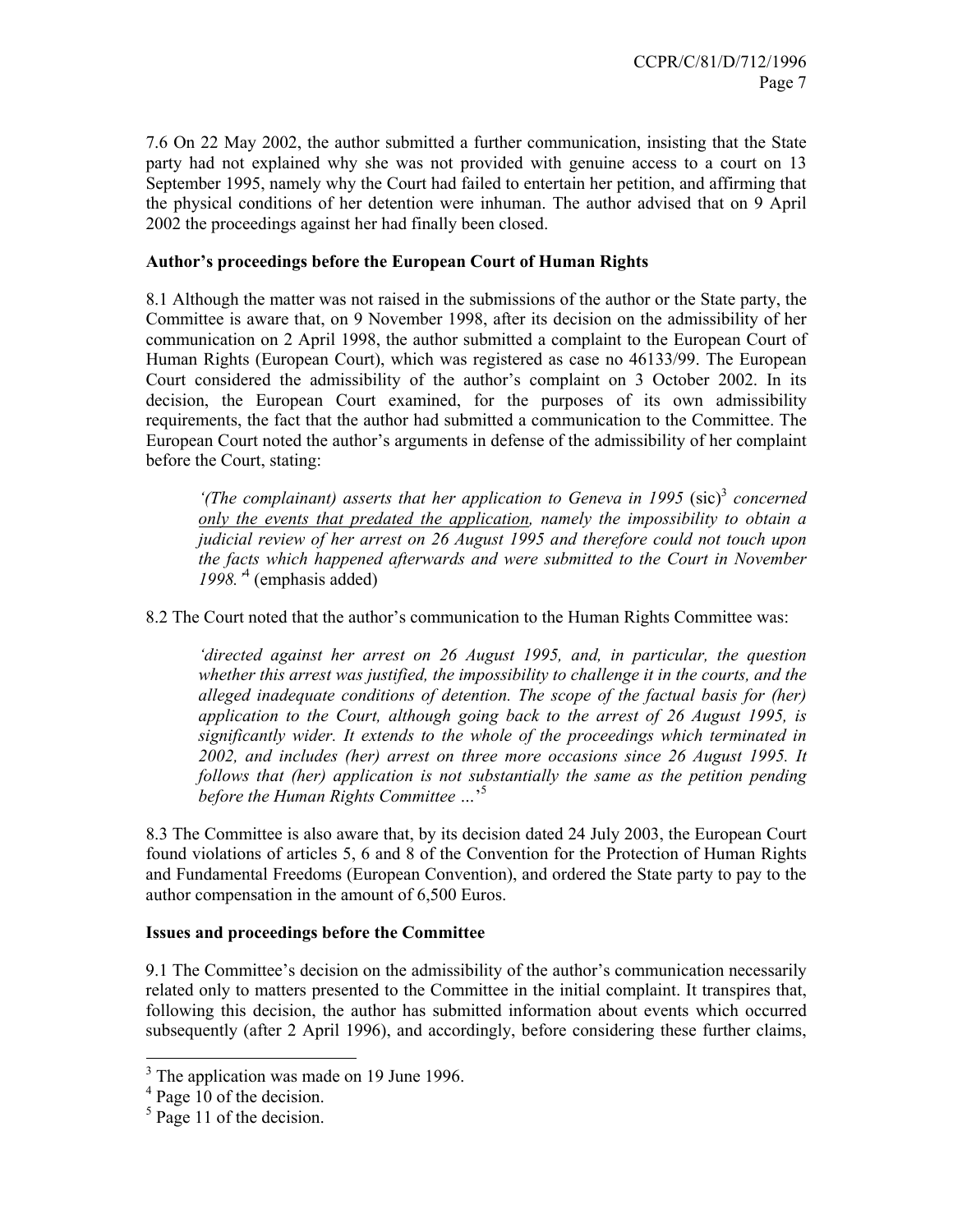7.6 On 22 May 2002, the author submitted a further communication, insisting that the State party had not explained why she was not provided with genuine access to a court on 13 September 1995, namely why the Court had failed to entertain her petition, and affirming that the physical conditions of her detention were inhuman. The author advised that on 9 April 2002 the proceedings against her had finally been closed.

**Author's proceedings before the European Court of Human Rights**

8.1 Although the matter was not raised in the submissions of the author or the State party, the Committee is aware that, on 9 November 1998, after its decision on the admissibility of her communication on 2 April 1998, the author submitted a complaint to the European Court of Human Rights (European Court), which was registered as case no 46133/99. The European Court considered the admissibility of the author's complaint on 3 October 2002. In its decision, the European Court examined, for the purposes of its own admissibility requirements, the fact that the author had submitted a communication to the Committee. The European Court noted the author's arguments in defense of the admissibility of her complaint before the Court, stating:

> *'(The complainant) asserts that her application to Geneva in 1995* (sic)[3] *concerned only the events that predated the application, namely the impossibility to obtain a judicial review of her arrest on 26 August 1995 and therefore could not touch upon the facts which happened afterwards and were submitted to the Court in November 1998.'*[4] (emphasis added)

8.2 The Court noted that the author's communication to the Human Rights Committee was:

> *'directed against her arrest on 26 August 1995, and, in particular, the question whether this arrest was justified, the impossibility to challenge it in the courts, and the alleged inadequate conditions of detention. The scope of the factual basis for (her) application to the Court, although going back to the arrest of 26 August 1995, is significantly wider. It extends to the whole of the proceedings which terminated in 2002, and includes (her) arrest on three more occasions since 26 August 1995. It follows that (her) application is not substantially the same as the petition pending before the Human Rights Committee …'*[5]

8.3 The Committee is also aware that, by its decision dated 24 July 2003, the European Court found violations of articles 5, 6 and 8 of the Convention for the Protection of Human Rights and Fundamental Freedoms (European Convention), and ordered the State party to pay to the author compensation in the amount of 6,500 Euros.

**Issues and proceedings before the Committee**

9.1 The Committee's decision on the admissibility of the author's communication necessarily related only to matters presented to the Committee in the initial complaint. It transpires that, following this decision, the author has submitted information about events which occurred subsequently (after 2 April 1996), and accordingly, before considering these further claims,

---

[3] The application was made on 19 June 1996.

[4] Page 10 of the decision.

[5] Page 11 of the decision.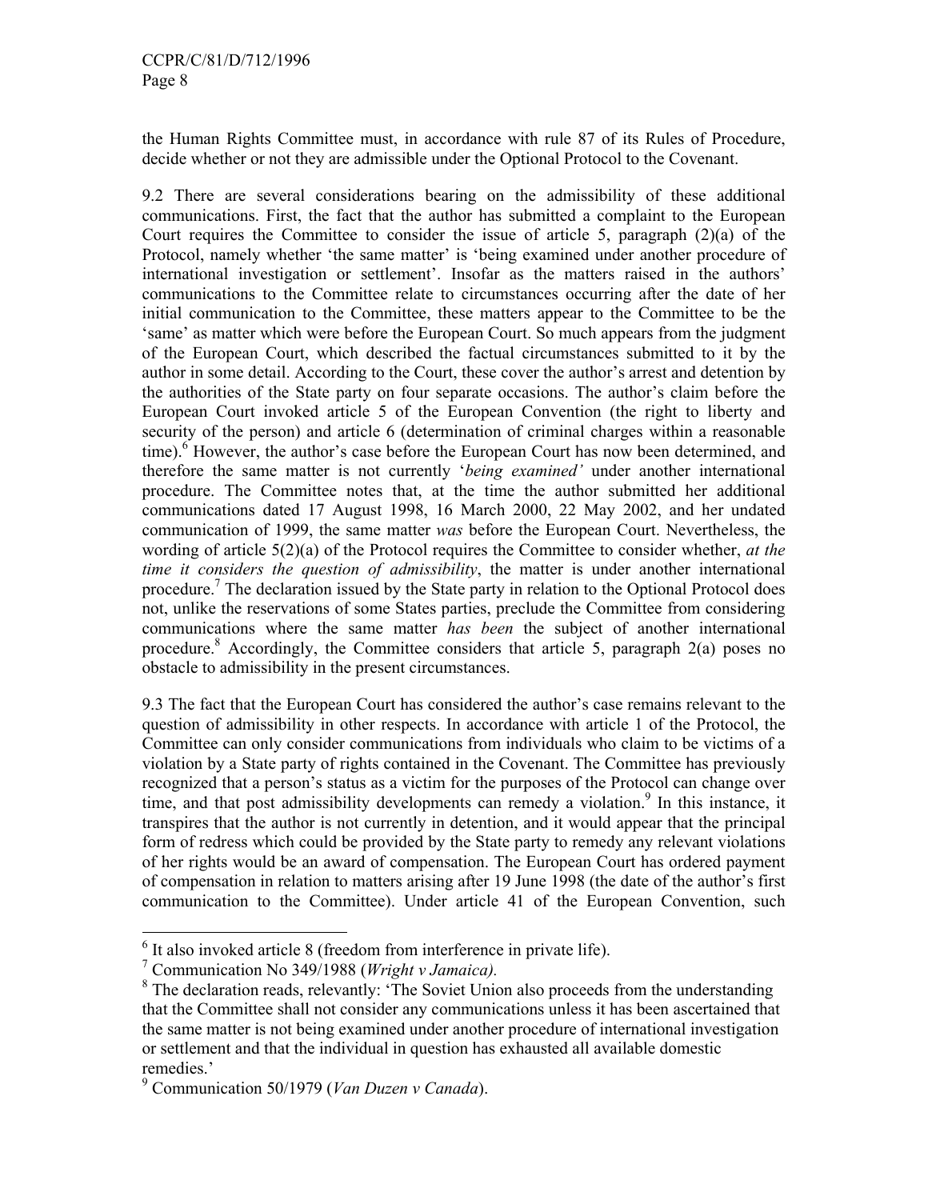the Human Rights Committee must, in accordance with rule 87 of its Rules of Procedure, decide whether or not they are admissible under the Optional Protocol to the Covenant.

9.2 There are several considerations bearing on the admissibility of these additional communications. First, the fact that the author has submitted a complaint to the European Court requires the Committee to consider the issue of article 5, paragraph (2)(a) of the Protocol, namely whether 'the same matter' is 'being examined under another procedure of international investigation or settlement'. Insofar as the matters raised in the authors' communications to the Committee relate to circumstances occurring after the date of her initial communication to the Committee, these matters appear to the Committee to be the 'same' as matter which were before the European Court. So much appears from the judgment of the European Court, which described the factual circumstances submitted to it by the author in some detail. According to the Court, these cover the author's arrest and detention by the authorities of the State party on four separate occasions. The author's claim before the European Court invoked article 5 of the European Convention (the right to liberty and security of the person) and article 6 (determination of criminal charges within a reasonable time).[6] However, the author's case before the European Court has now been determined, and therefore the same matter is not currently '*being examined'* under another international procedure. The Committee notes that, at the time the author submitted her additional communications dated 17 August 1998, 16 March 2000, 22 May 2002, and her undated communication of 1999, the same matter *was* before the European Court. Nevertheless, the wording of article 5(2)(a) of the Protocol requires the Committee to consider whether, *at the time it considers the question of admissibility*, the matter is under another international procedure.[7] The declaration issued by the State party in relation to the Optional Protocol does not, unlike the reservations of some States parties, preclude the Committee from considering communications where the same matter *has been* the subject of another international procedure.[8] Accordingly, the Committee considers that article 5, paragraph 2(a) poses no obstacle to admissibility in the present circumstances.

9.3 The fact that the European Court has considered the author's case remains relevant to the question of admissibility in other respects. In accordance with article 1 of the Protocol, the Committee can only consider communications from individuals who claim to be victims of a violation by a State party of rights contained in the Covenant. The Committee has previously recognized that a person's status as a victim for the purposes of the Protocol can change over time, and that post admissibility developments can remedy a violation.[9] In this instance, it transpires that the author is not currently in detention, and it would appear that the principal form of redress which could be provided by the State party to remedy any relevant violations of her rights would be an award of compensation. The European Court has ordered payment of compensation in relation to matters arising after 19 June 1998 (the date of the author's first communication to the Committee). Under article 41 of the European Convention, such

---

[6] It also invoked article 8 (freedom from interference in private life).

[7] Communication No 349/1988 (*Wright v Jamaica).*

[8] The declaration reads, relevantly: 'The Soviet Union also proceeds from the understanding that the Committee shall not consider any communications unless it has been ascertained that the same matter is not being examined under another procedure of international investigation or settlement and that the individual in question has exhausted all available domestic remedies.'

[9] Communication 50/1979 (*Van Duzen v Canada*).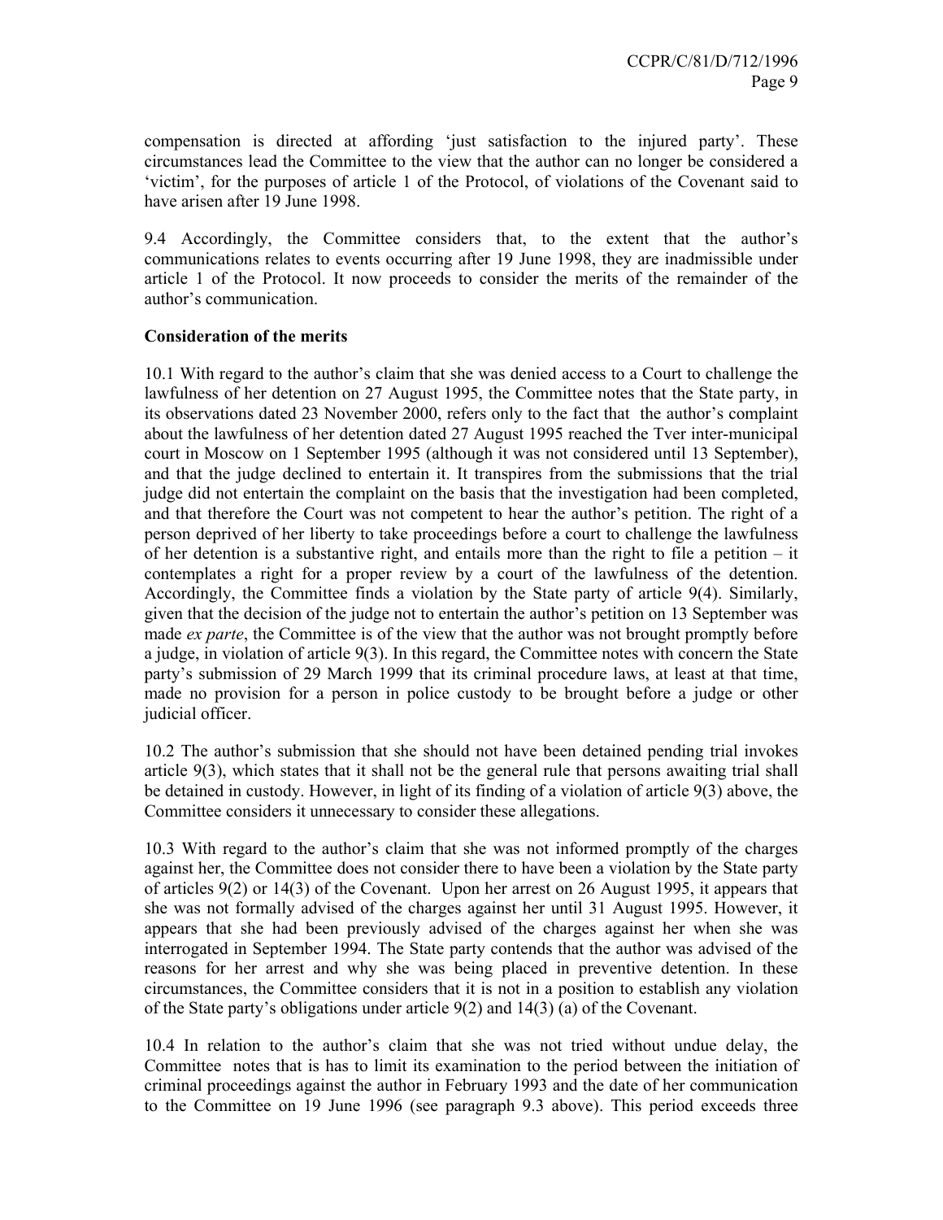compensation is directed at affording 'just satisfaction to the injured party'. These circumstances lead the Committee to the view that the author can no longer be considered a 'victim', for the purposes of article 1 of the Protocol, of violations of the Covenant said to have arisen after 19 June 1998.

9.4 Accordingly, the Committee considers that, to the extent that the author's communications relates to events occurring after 19 June 1998, they are inadmissible under article 1 of the Protocol. It now proceeds to consider the merits of the remainder of the author's communication.

**Consideration of the merits**

10.1 With regard to the author's claim that she was denied access to a Court to challenge the lawfulness of her detention on 27 August 1995, the Committee notes that the State party, in its observations dated 23 November 2000, refers only to the fact that the author's complaint about the lawfulness of her detention dated 27 August 1995 reached the Tver inter-municipal court in Moscow on 1 September 1995 (although it was not considered until 13 September), and that the judge declined to entertain it. It transpires from the submissions that the trial judge did not entertain the complaint on the basis that the investigation had been completed, and that therefore the Court was not competent to hear the author's petition. The right of a person deprived of her liberty to take proceedings before a court to challenge the lawfulness of her detention is a substantive right, and entails more than the right to file a petition – it contemplates a right for a proper review by a court of the lawfulness of the detention. Accordingly, the Committee finds a violation by the State party of article 9(4). Similarly, given that the decision of the judge not to entertain the author's petition on 13 September was made *ex parte*, the Committee is of the view that the author was not brought promptly before a judge, in violation of article 9(3). In this regard, the Committee notes with concern the State party's submission of 29 March 1999 that its criminal procedure laws, at least at that time, made no provision for a person in police custody to be brought before a judge or other judicial officer.

10.2 The author's submission that she should not have been detained pending trial invokes article 9(3), which states that it shall not be the general rule that persons awaiting trial shall be detained in custody. However, in light of its finding of a violation of article 9(3) above, the Committee considers it unnecessary to consider these allegations.

10.3 With regard to the author's claim that she was not informed promptly of the charges against her, the Committee does not consider there to have been a violation by the State party of articles 9(2) or 14(3) of the Covenant. Upon her arrest on 26 August 1995, it appears that she was not formally advised of the charges against her until 31 August 1995. However, it appears that she had been previously advised of the charges against her when she was interrogated in September 1994. The State party contends that the author was advised of the reasons for her arrest and why she was being placed in preventive detention. In these circumstances, the Committee considers that it is not in a position to establish any violation of the State party's obligations under article 9(2) and 14(3) (a) of the Covenant.

10.4 In relation to the author's claim that she was not tried without undue delay, the Committee notes that is has to limit its examination to the period between the initiation of criminal proceedings against the author in February 1993 and the date of her communication to the Committee on 19 June 1996 (see paragraph 9.3 above). This period exceeds three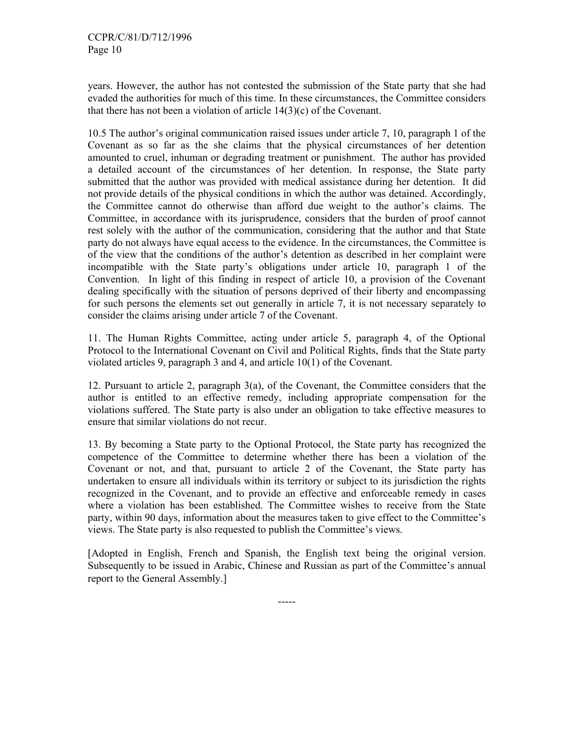years. However, the author has not contested the submission of the State party that she had evaded the authorities for much of this time. In these circumstances, the Committee considers that there has not been a violation of article 14(3)(c) of the Covenant.

10.5 The author's original communication raised issues under article 7, 10, paragraph 1 of the Covenant as so far as the she claims that the physical circumstances of her detention amounted to cruel, inhuman or degrading treatment or punishment. The author has provided a detailed account of the circumstances of her detention. In response, the State party submitted that the author was provided with medical assistance during her detention. It did not provide details of the physical conditions in which the author was detained. Accordingly, the Committee cannot do otherwise than afford due weight to the author's claims. The Committee, in accordance with its jurisprudence, considers that the burden of proof cannot rest solely with the author of the communication, considering that the author and that State party do not always have equal access to the evidence. In the circumstances, the Committee is of the view that the conditions of the author's detention as described in her complaint were incompatible with the State party's obligations under article 10, paragraph 1 of the Convention. In light of this finding in respect of article 10, a provision of the Covenant dealing specifically with the situation of persons deprived of their liberty and encompassing for such persons the elements set out generally in article 7, it is not necessary separately to consider the claims arising under article 7 of the Covenant.

11. The Human Rights Committee, acting under article 5, paragraph 4, of the Optional Protocol to the International Covenant on Civil and Political Rights, finds that the State party violated articles 9, paragraph 3 and 4, and article 10(1) of the Covenant.

12. Pursuant to article 2, paragraph 3(a), of the Covenant, the Committee considers that the author is entitled to an effective remedy, including appropriate compensation for the violations suffered. The State party is also under an obligation to take effective measures to ensure that similar violations do not recur.

13. By becoming a State party to the Optional Protocol, the State party has recognized the competence of the Committee to determine whether there has been a violation of the Covenant or not, and that, pursuant to article 2 of the Covenant, the State party has undertaken to ensure all individuals within its territory or subject to its jurisdiction the rights recognized in the Covenant, and to provide an effective and enforceable remedy in cases where a violation has been established. The Committee wishes to receive from the State party, within 90 days, information about the measures taken to give effect to the Committee's views. The State party is also requested to publish the Committee's views.

[Adopted in English, French and Spanish, the English text being the original version. Subsequently to be issued in Arabic, Chinese and Russian as part of the Committee's annual report to the General Assembly.]

-----